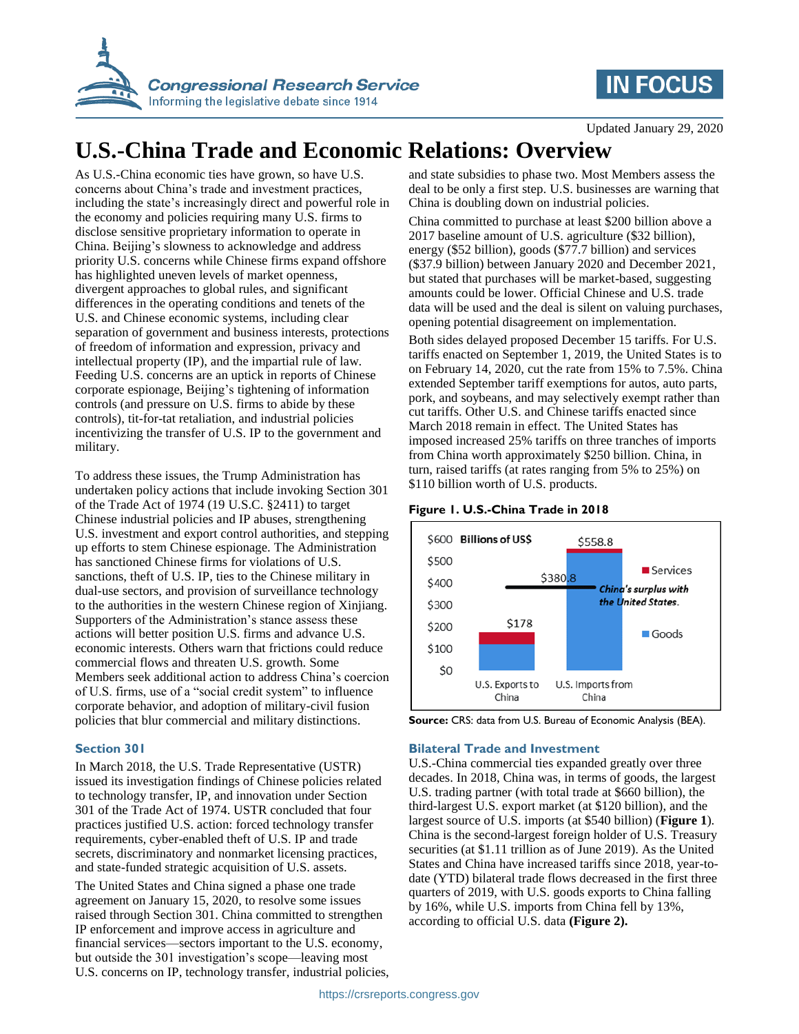Updated January 29, 2020

# U.S.-China Trade and Economic Relations: Overview

As U.S.-China economic ties have grown, so have U.S. concerns about China's trade and investment practices, including the state's increasingly direct and powerful role in the economy and policies requiring many U.S. firms to disclose sensitive proprietary information to operate in China. Beijing's slowness to acknowledge and address priority U.S. concerns while Chinese firms expand offshore has highlighted uneven levels of market openness, divergent approaches to global rules, and significant differences in the operating conditions and tenets of the U.S. and Chinese economic systems, including clear separation of government and business interests, protections of freedom of information and expression, privacy and intellectual property (IP), and the impartial rule of law. Feeding U.S. concerns are an uptick in reports of Chinese corporate espionage, Beijing's tightening of information controls (and pressure on U.S. firms to abide by these controls), tit-for-tat retaliation, and industrial policies incentivizing the transfer of U.S. IP to the government and military.

To address these issues, the Trump Administration has undertaken policy actions that include invoking Section 301 of the Trade Act of 1974 (19 U.S.C. §2411) to target Chinese industrial policies and IP abuses, strengthening U.S. investment and export control authorities, and stepping up efforts to stem Chinese espionage. The Administration has sanctioned Chinese firms for violations of U.S. sanctions, theft of U.S. IP, ties to the Chinese military in dual-use sectors, and provision of surveillance technology to the authorities in the western Chinese region of Xinjiang. Supporters of the Administration's stance assess these actions will better position U.S. firms and advance U.S. economic interests. Others warn that frictions could reduce commercial flows and threaten U.S. growth. Some Members seek additional action to address China's coercion of U.S. firms, use of a "social credit system" to influence corporate behavior, and adoption of military-civil fusion policies that blur commercial and military distinctions.

## Section 301

In March 2018, the U.S. Trade Representative (USTR) issued its investigation findings of Chinese policies related to technology transfer, IP, and innovation under Section 301 of the Trade Act of 1974. USTR concluded that four practices justified U.S. action: forced technology transfer requirements, cyber-enabled theft of U.S. IP and trade secrets, discriminatory and nonmarket licensing practices, and state-funded strategic acquisition of U.S. assets.

The United States and China signed a phase one trade agreement on January 15, 2020, to resolve some issues raised through Section 301. China committed to strengthen IP enforcement and improve access in agriculture and financial services—sectors important to the U.S. economy, but outside the 301 investigation's scope—leaving most U.S. concerns on IP, technology transfer, industrial policies, and state subsidies to phase two. Most Members assess the deal to be only a first step. U.S. businesses are warning that China is doubling down on industrial policies.

China committed to purchase at least $200 billion above a 2017 baseline amount of U.S. agriculture ($32 billion), energy ($52 billion), goods ($77.7 billion) and services ($37.9 billion) between January 2020 and December 2021, but stated that purchases will be market-based, suggesting amounts could be lower. Official Chinese and U.S. trade data will be used and the deal is silent on valuing purchases, opening potential disagreement on implementation.

Both sides delayed proposed December 15 tariffs. For U.S. tariffs enacted on September 1, 2019, the United States is to on February 14, 2020, cut the rate from 15% to 7.5%. China extended September tariff exemptions for autos, auto parts, pork, and soybeans, and may selectively exempt rather than cut tariffs. Other U.S. and Chinese tariffs enacted since March 2018 remain in effect. The United States has imposed increased 25% tariffs on three tranches of imports from China worth approximately $250 billion. China, in turn, raised tariffs (at rates ranging from 5% to 25%) on $110 billion worth of U.S. products.

**Figure 1. U.S.-China Trade in 2018**

| Billions of US$ | U.S. Exports to China | U.S. Imports from China |
|---|---|---|
| Total (Goods + Services) | $178 | $558.8 |

China's surplus with the United States: $380.8

**Source:** CRS: data from U.S. Bureau of Economic Analysis (BEA).

## Bilateral Trade and Investment

U.S.-China commercial ties expanded greatly over three decades. In 2018, China was, in terms of goods, the largest U.S. trading partner (with total trade at $660 billion), the third-largest U.S. export market (at $120 billion), and the largest source of U.S. imports (at $540 billion) (**Figure 1**). China is the second-largest foreign holder of U.S. Treasury securities (at $1.11 trillion as of June 2019). As the United States and China have increased tariffs since 2018, year-to-date (YTD) bilateral trade flows decreased in the first three quarters of 2019, with U.S. goods exports to China falling by 16%, while U.S. imports from China fell by 13%, according to official U.S. data **(Figure 2).**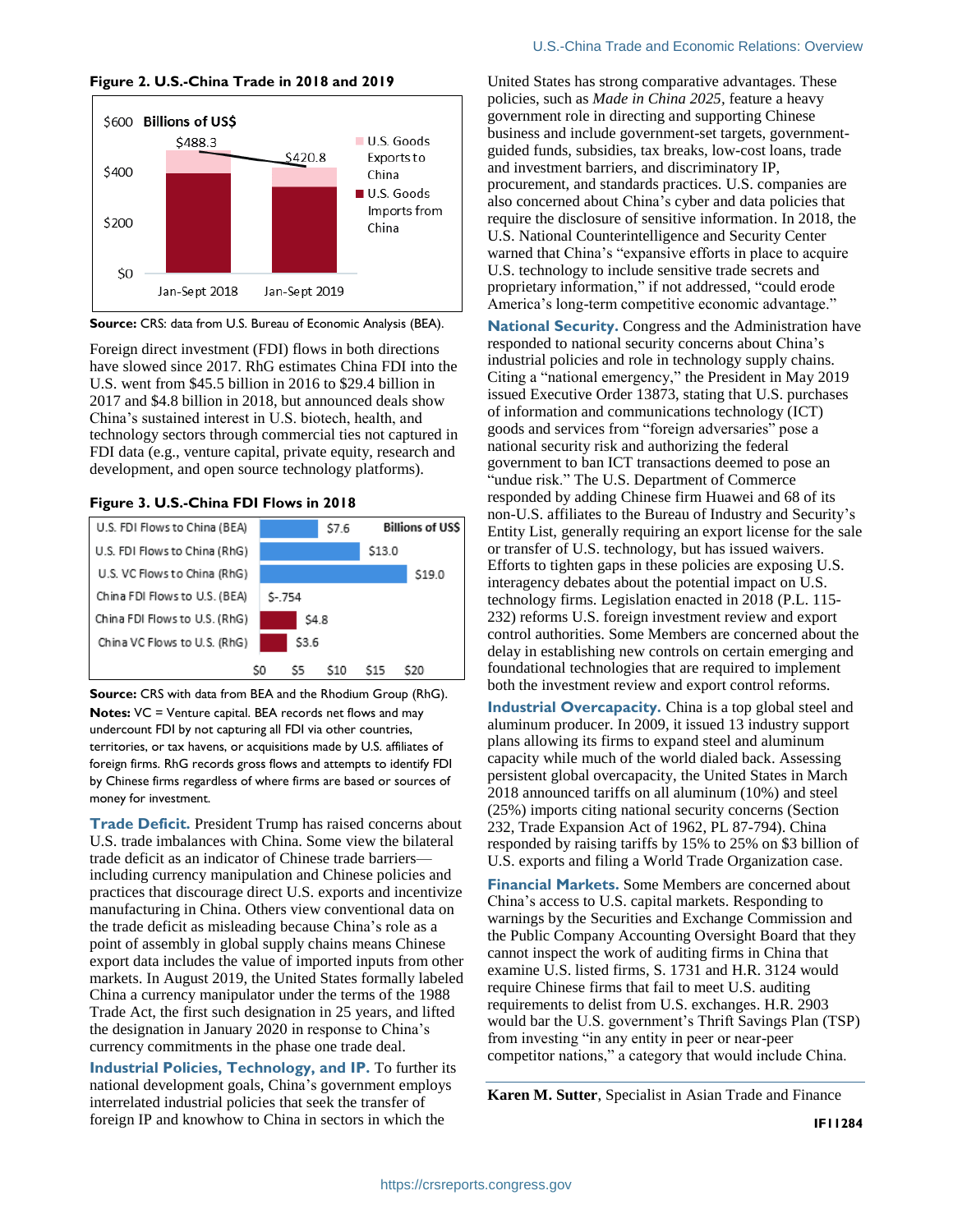**Figure 2. U.S.-China Trade in 2018 and 2019**

| Billions of US$ | Jan-Sept 2018 | Jan-Sept 2019 |
|---|---|---|
| Total | $488.3 | $420.8 |

Legend: U.S. Goods Exports to China; U.S. Goods Imports from China

**Source:** CRS: data from U.S. Bureau of Economic Analysis (BEA).

Foreign direct investment (FDI) flows in both directions have slowed since 2017. RhG estimates China FDI into the U.S. went from $45.5 billion in 2016 to $29.4 billion in 2017 and $4.8 billion in 2018, but announced deals show China's sustained interest in U.S. biotech, health, and technology sectors through commercial ties not captured in FDI data (e.g., venture capital, private equity, research and development, and open source technology platforms).

**Figure 3. U.S.-China FDI Flows in 2018**

| Flow | Billions of US$ |
|---|---|
| U.S. FDI Flows to China (BEA) | $7.6 |
| U.S. FDI Flows to China (RhG) | $13.0 |
| U.S. VC Flows to China (RhG) | $19.0 |
| China FDI Flows to U.S. (BEA) | $-.754 |
| China FDI Flows to U.S. (RhG) | $4.8 |
| China VC Flows to U.S. (RhG) | $3.6 |

**Source:** CRS with data from BEA and the Rhodium Group (RhG).

**Notes:** VC = Venture capital. BEA records net flows and may undercount FDI by not capturing all FDI via other countries, territories, or tax havens, or acquisitions made by U.S. affiliates of foreign firms. RhG records gross flows and attempts to identify FDI by Chinese firms regardless of where firms are based or sources of money for investment.

**Trade Deficit.** President Trump has raised concerns about U.S. trade imbalances with China. Some view the bilateral trade deficit as an indicator of Chinese trade barriers—including currency manipulation and Chinese policies and practices that discourage direct U.S. exports and incentivize manufacturing in China. Others view conventional data on the trade deficit as misleading because China's role as a point of assembly in global supply chains means Chinese export data includes the value of imported inputs from other markets. In August 2019, the United States formally labeled China a currency manipulator under the terms of the 1988 Trade Act, the first such designation in 25 years, and lifted the designation in January 2020 in response to China's currency commitments in the phase one trade deal.

**Industrial Policies, Technology, and IP.** To further its national development goals, China's government employs interrelated industrial policies that seek the transfer of foreign IP and knowhow to China in sectors in which the United States has strong comparative advantages. These policies, such as *Made in China 2025*, feature a heavy government role in directing and supporting Chinese business and include government-set targets, government-guided funds, subsidies, tax breaks, low-cost loans, trade and investment barriers, and discriminatory IP, procurement, and standards practices. U.S. companies are also concerned about China's cyber and data policies that require the disclosure of sensitive information. In 2018, the U.S. National Counterintelligence and Security Center warned that China's "expansive efforts in place to acquire U.S. technology to include sensitive trade secrets and proprietary information," if not addressed, "could erode America's long-term competitive economic advantage."

**National Security.** Congress and the Administration have responded to national security concerns about China's industrial policies and role in technology supply chains. Citing a "national emergency," the President in May 2019 issued Executive Order 13873, stating that U.S. purchases of information and communications technology (ICT) goods and services from "foreign adversaries" pose a national security risk and authorizing the federal government to ban ICT transactions deemed to pose an "undue risk." The U.S. Department of Commerce responded by adding Chinese firm Huawei and 68 of its non-U.S. affiliates to the Bureau of Industry and Security's Entity List, generally requiring an export license for the sale or transfer of U.S. technology, but has issued waivers. Efforts to tighten gaps in these policies are exposing U.S. interagency debates about the potential impact on U.S. technology firms. Legislation enacted in 2018 (P.L. 115-232) reforms U.S. foreign investment review and export control authorities. Some Members are concerned about the delay in establishing new controls on certain emerging and foundational technologies that are required to implement both the investment review and export control reforms.

**Industrial Overcapacity.** China is a top global steel and aluminum producer. In 2009, it issued 13 industry support plans allowing its firms to expand steel and aluminum capacity while much of the world dialed back. Assessing persistent global overcapacity, the United States in March 2018 announced tariffs on all aluminum (10%) and steel (25%) imports citing national security concerns (Section 232, Trade Expansion Act of 1962, PL 87-794). China responded by raising tariffs by 15% to 25% on $3 billion of U.S. exports and filing a World Trade Organization case.

**Financial Markets.** Some Members are concerned about China's access to U.S. capital markets. Responding to warnings by the Securities and Exchange Commission and the Public Company Accounting Oversight Board that they cannot inspect the work of auditing firms in China that examine U.S. listed firms, S. 1731 and H.R. 3124 would require Chinese firms that fail to meet U.S. auditing requirements to delist from U.S. exchanges. H.R. 2903 would bar the U.S. government's Thrift Savings Plan (TSP) from investing "in any entity in peer or near-peer competitor nations," a category that would include China.

---

**Karen M. Sutter**, Specialist in Asian Trade and Finance

**IF11284**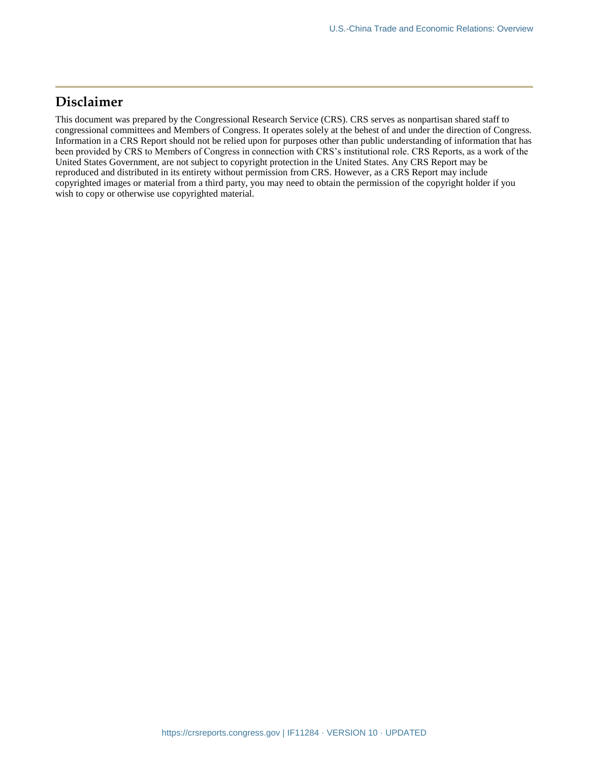## Disclaimer

This document was prepared by the Congressional Research Service (CRS). CRS serves as nonpartisan shared staff to congressional committees and Members of Congress. It operates solely at the behest of and under the direction of Congress. Information in a CRS Report should not be relied upon for purposes other than public understanding of information that has been provided by CRS to Members of Congress in connection with CRS's institutional role. CRS Reports, as a work of the United States Government, are not subject to copyright protection in the United States. Any CRS Report may be reproduced and distributed in its entirety without permission from CRS. However, as a CRS Report may include copyrighted images or material from a third party, you may need to obtain the permission of the copyright holder if you wish to copy or otherwise use copyrighted material.